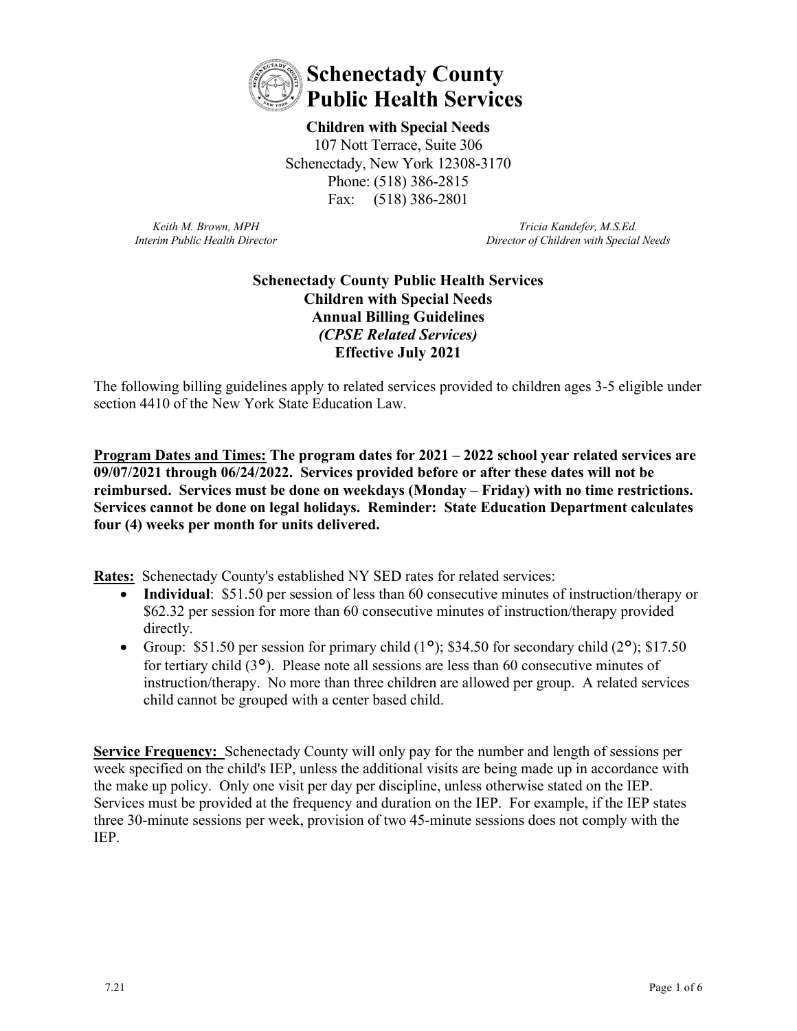# Schenectady County Public Health Services

**Children with Special Needs**
107 Nott Terrace, Suite 306
Schenectady, New York 12308-3170
Phone: (518) 386-2815
Fax: (518) 386-2801

*Keith M. Brown, MPH*
*Interim Public Health Director*

*Tricia Kandefer, M.S.Ed.*
*Director of Children with Special Needs*

## Schenectady County Public Health Services
## Children with Special Needs
## Annual Billing Guidelines
## *(CPSE Related Services)*
## Effective July 2021

The following billing guidelines apply to related services provided to children ages 3-5 eligible under section 4410 of the New York State Education Law.

**<u>Program Dates and Times:</u> The program dates for 2021 – 2022 school year related services are 09/07/2021 through 06/24/2022. Services provided before or after these dates will not be reimbursed. Services must be done on weekdays (Monday – Friday) with no time restrictions. Services cannot be done on legal holidays. Reminder: State Education Department calculates four (4) weeks per month for units delivered.**

**<u>Rates:</u>** Schenectady County's established NY SED rates for related services:

- **Individual**: $51.50 per session of less than 60 consecutive minutes of instruction/therapy or $62.32 per session for more than 60 consecutive minutes of instruction/therapy provided directly.
- Group: $51.50 per session for primary child (1°); $34.50 for secondary child (2°); $17.50 for tertiary child (3°). Please note all sessions are less than 60 consecutive minutes of instruction/therapy. No more than three children are allowed per group. A related services child cannot be grouped with a center based child.

**<u>Service Frequency:</u>** Schenectady County will only pay for the number and length of sessions per week specified on the child's IEP, unless the additional visits are being made up in accordance with the make up policy. Only one visit per day per discipline, unless otherwise stated on the IEP. Services must be provided at the frequency and duration on the IEP. For example, if the IEP states three 30-minute sessions per week, provision of two 45-minute sessions does not comply with the IEP.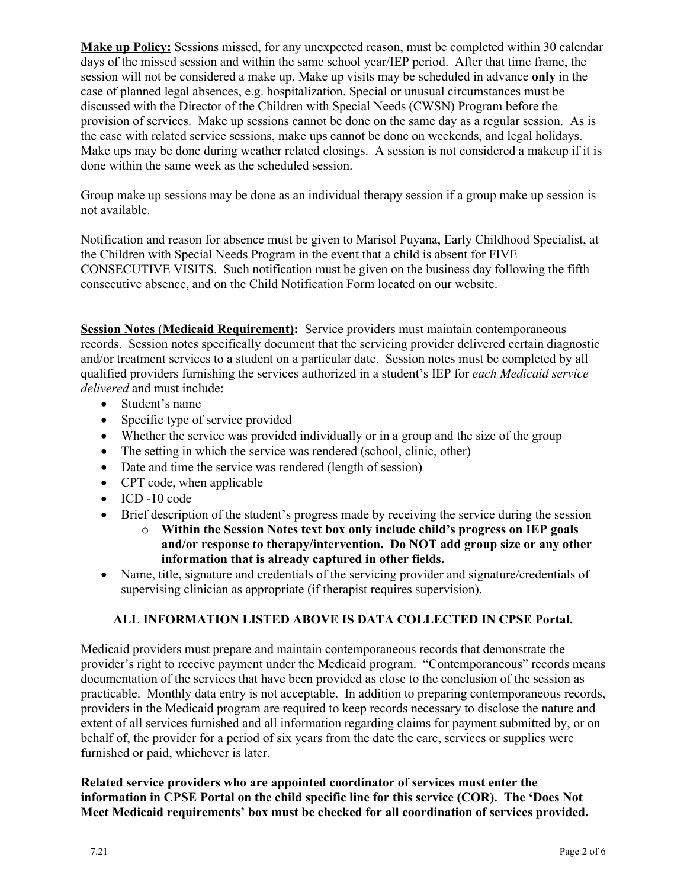**Make up Policy:** Sessions missed, for any unexpected reason, must be completed within 30 calendar days of the missed session and within the same school year/IEP period. After that time frame, the session will not be considered a make up. Make up visits may be scheduled in advance **only** in the case of planned legal absences, e.g. hospitalization. Special or unusual circumstances must be discussed with the Director of the Children with Special Needs (CWSN) Program before the provision of services. Make up sessions cannot be done on the same day as a regular session. As is the case with related service sessions, make ups cannot be done on weekends, and legal holidays. Make ups may be done during weather related closings. A session is not considered a makeup if it is done within the same week as the scheduled session.

Group make up sessions may be done as an individual therapy session if a group make up session is not available.

Notification and reason for absence must be given to Marisol Puyana, Early Childhood Specialist, at the Children with Special Needs Program in the event that a child is absent for FIVE CONSECUTIVE VISITS. Such notification must be given on the business day following the fifth consecutive absence, and on the Child Notification Form located on our website.

**Session Notes (Medicaid Requirement):** Service providers must maintain contemporaneous records. Session notes specifically document that the servicing provider delivered certain diagnostic and/or treatment services to a student on a particular date. Session notes must be completed by all qualified providers furnishing the services authorized in a student's IEP for *each Medicaid service delivered* and must include:

- Student's name
- Specific type of service provided
- Whether the service was provided individually or in a group and the size of the group
- The setting in which the service was rendered (school, clinic, other)
- Date and time the service was rendered (length of session)
- CPT code, when applicable
- ICD -10 code
- Brief description of the student's progress made by receiving the service during the session
  - **Within the Session Notes text box only include child's progress on IEP goals and/or response to therapy/intervention. Do NOT add group size or any other information that is already captured in other fields.**
- Name, title, signature and credentials of the servicing provider and signature/credentials of supervising clinician as appropriate (if therapist requires supervision).

**ALL INFORMATION LISTED ABOVE IS DATA COLLECTED IN CPSE Portal.**

Medicaid providers must prepare and maintain contemporaneous records that demonstrate the provider's right to receive payment under the Medicaid program. "Contemporaneous" records means documentation of the services that have been provided as close to the conclusion of the session as practicable. Monthly data entry is not acceptable. In addition to preparing contemporaneous records, providers in the Medicaid program are required to keep records necessary to disclose the nature and extent of all services furnished and all information regarding claims for payment submitted by, or on behalf of, the provider for a period of six years from the date the care, services or supplies were furnished or paid, whichever is later.

**Related service providers who are appointed coordinator of services must enter the information in CPSE Portal on the child specific line for this service (COR). The 'Does Not Meet Medicaid requirements' box must be checked for all coordination of services provided.**

7.21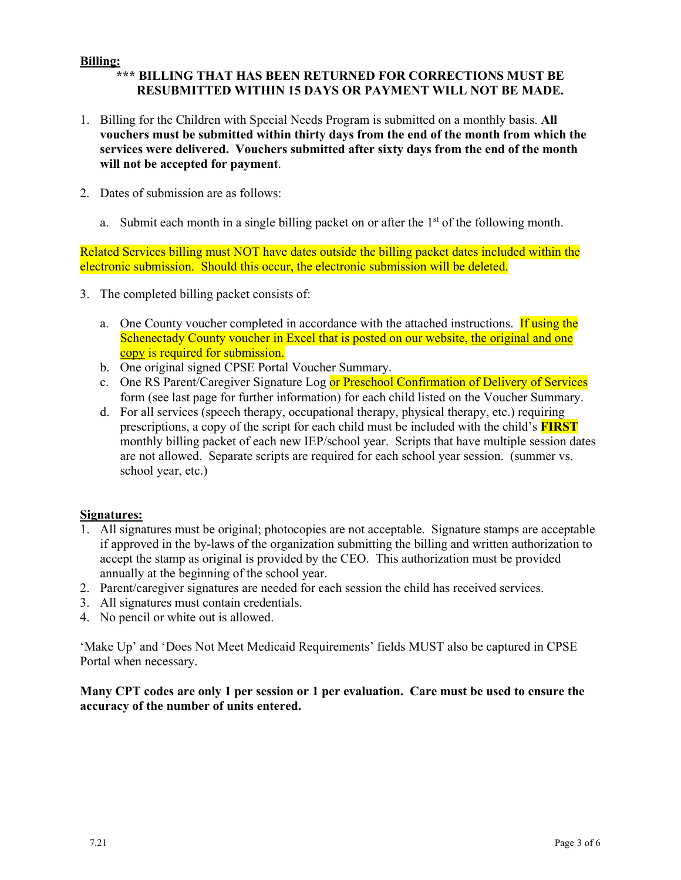**Billing:**

**\*\*\* BILLING THAT HAS BEEN RETURNED FOR CORRECTIONS MUST BE RESUBMITTED WITHIN 15 DAYS OR PAYMENT WILL NOT BE MADE.**

1. Billing for the Children with Special Needs Program is submitted on a monthly basis. **All vouchers must be submitted within thirty days from the end of the month from which the services were delivered. Vouchers submitted after sixty days from the end of the month will not be accepted for payment**.

2. Dates of submission are as follows:

   a. Submit each month in a single billing packet on or after the 1st of the following month.

Related Services billing must NOT have dates outside the billing packet dates included within the electronic submission. Should this occur, the electronic submission will be deleted.

3. The completed billing packet consists of:

   a. One County voucher completed in accordance with the attached instructions. If using the Schenectady County voucher in Excel that is posted on our website, <u>the original and one copy</u> is required for submission.
   b. One original signed CPSE Portal Voucher Summary.
   c. One RS Parent/Caregiver Signature Log or Preschool Confirmation of Delivery of Services form (see last page for further information) for each child listed on the Voucher Summary.
   d. For all services (speech therapy, occupational therapy, physical therapy, etc.) requiring prescriptions, a copy of the script for each child must be included with the child's **FIRST** monthly billing packet of each new IEP/school year. Scripts that have multiple session dates are not allowed. Separate scripts are required for each school year session. (summer vs. school year, etc.)

**Signatures:**

1. All signatures must be original; photocopies are not acceptable. Signature stamps are acceptable if approved in the by-laws of the organization submitting the billing and written authorization to accept the stamp as original is provided by the CEO. This authorization must be provided annually at the beginning of the school year.
2. Parent/caregiver signatures are needed for each session the child has received services.
3. All signatures must contain credentials.
4. No pencil or white out is allowed.

'Make Up' and 'Does Not Meet Medicaid Requirements' fields MUST also be captured in CPSE Portal when necessary.

**Many CPT codes are only 1 per session or 1 per evaluation. Care must be used to ensure the accuracy of the number of units entered.**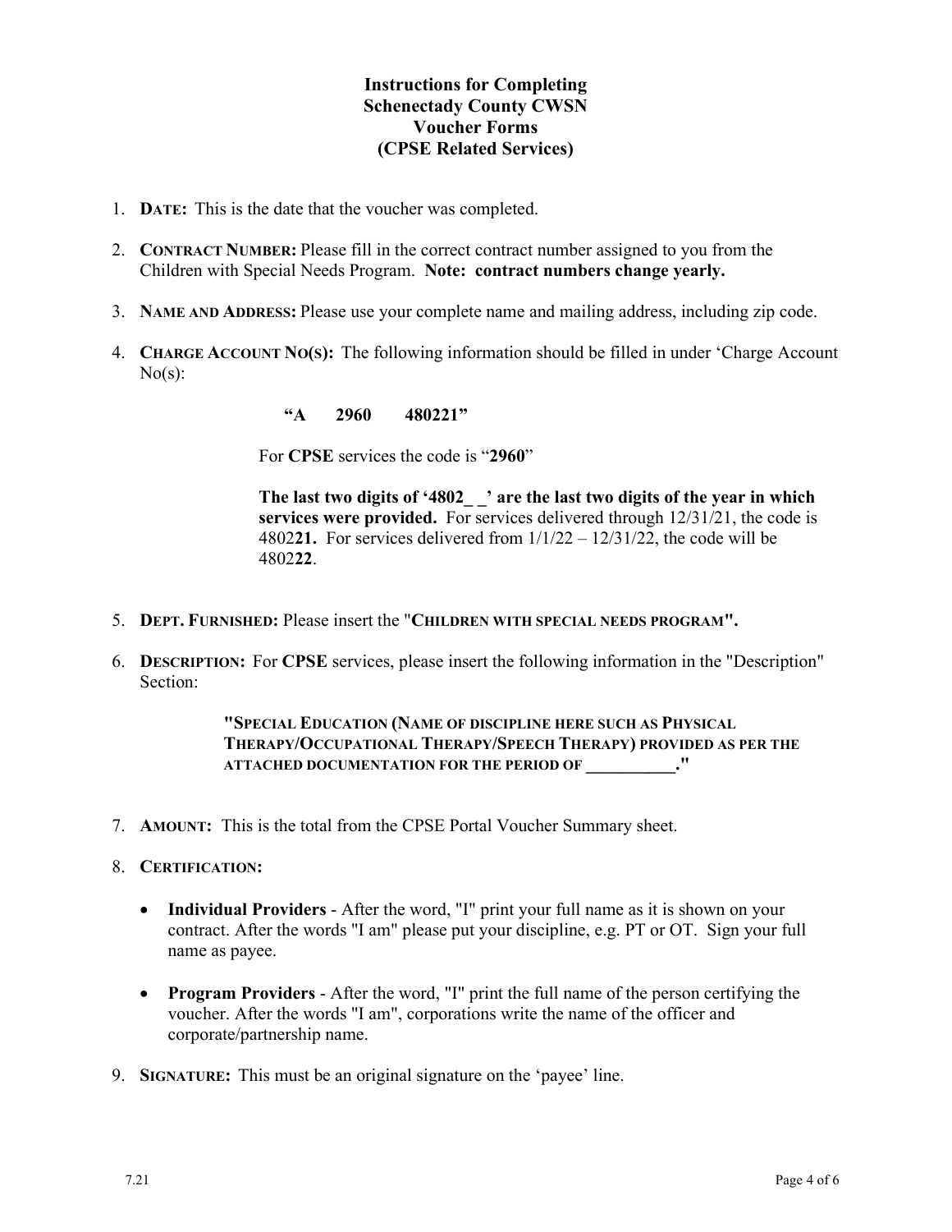# Instructions for Completing Schenectady County CWSN Voucher Forms (CPSE Related Services)

1. **DATE:** This is the date that the voucher was completed.

2. **CONTRACT NUMBER:** Please fill in the correct contract number assigned to you from the Children with Special Needs Program. **Note: contract numbers change yearly.**

3. **NAME AND ADDRESS:** Please use your complete name and mailing address, including zip code.

4. **CHARGE ACCOUNT NO(S):** The following information should be filled in under 'Charge Account No(s):

   **"A 2960 480221"**

   For **CPSE** services the code is "**2960**"

   **The last two digits of '4802_ _' are the last two digits of the year in which services were provided.** For services delivered through 12/31/21, the code is 4802**21.** For services delivered from 1/1/22 – 12/31/22, the code will be 4802**22**.

5. **DEPT. FURNISHED:** Please insert the "**CHILDREN WITH SPECIAL NEEDS PROGRAM".**

6. **DESCRIPTION:** For **CPSE** services, please insert the following information in the "Description" Section:

   **"SPECIAL EDUCATION (NAME OF DISCIPLINE HERE SUCH AS PHYSICAL THERAPY/OCCUPATIONAL THERAPY/SPEECH THERAPY) PROVIDED AS PER THE ATTACHED DOCUMENTATION FOR THE PERIOD OF __________."**

7. **AMOUNT:** This is the total from the CPSE Portal Voucher Summary sheet.

8. **CERTIFICATION:**

   - **Individual Providers** - After the word, "I" print your full name as it is shown on your contract. After the words "I am" please put your discipline, e.g. PT or OT. Sign your full name as payee.
   - **Program Providers** - After the word, "I" print the full name of the person certifying the voucher. After the words "I am", corporations write the name of the officer and corporate/partnership name.

9. **SIGNATURE:** This must be an original signature on the 'payee' line.

7.21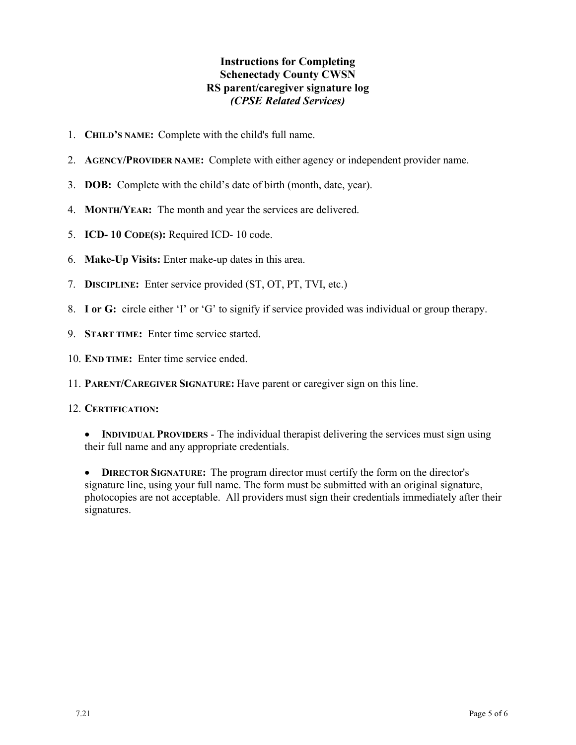# Instructions for Completing
# Schenectady County CWSN
# RS parent/caregiver signature log
# *(CPSE Related Services)*

1. **CHILD'S NAME:** Complete with the child's full name.
2. **AGENCY/PROVIDER NAME:** Complete with either agency or independent provider name.
3. **DOB:** Complete with the child's date of birth (month, date, year).
4. **MONTH/YEAR:** The month and year the services are delivered.
5. **ICD- 10 CODE(S):** Required ICD- 10 code.
6. **Make-Up Visits:** Enter make-up dates in this area.
7. **DISCIPLINE:** Enter service provided (ST, OT, PT, TVI, etc.)
8. **I or G:** circle either 'I' or 'G' to signify if service provided was individual or group therapy.
9. **START TIME:** Enter time service started.
10. **END TIME:** Enter time service ended.
11. **PARENT/CAREGIVER SIGNATURE:** Have parent or caregiver sign on this line.
12. **CERTIFICATION:**

    - **INDIVIDUAL PROVIDERS** - The individual therapist delivering the services must sign using their full name and any appropriate credentials.

    - **DIRECTOR SIGNATURE:** The program director must certify the form on the director's signature line, using your full name. The form must be submitted with an original signature, photocopies are not acceptable. All providers must sign their credentials immediately after their signatures.

7.21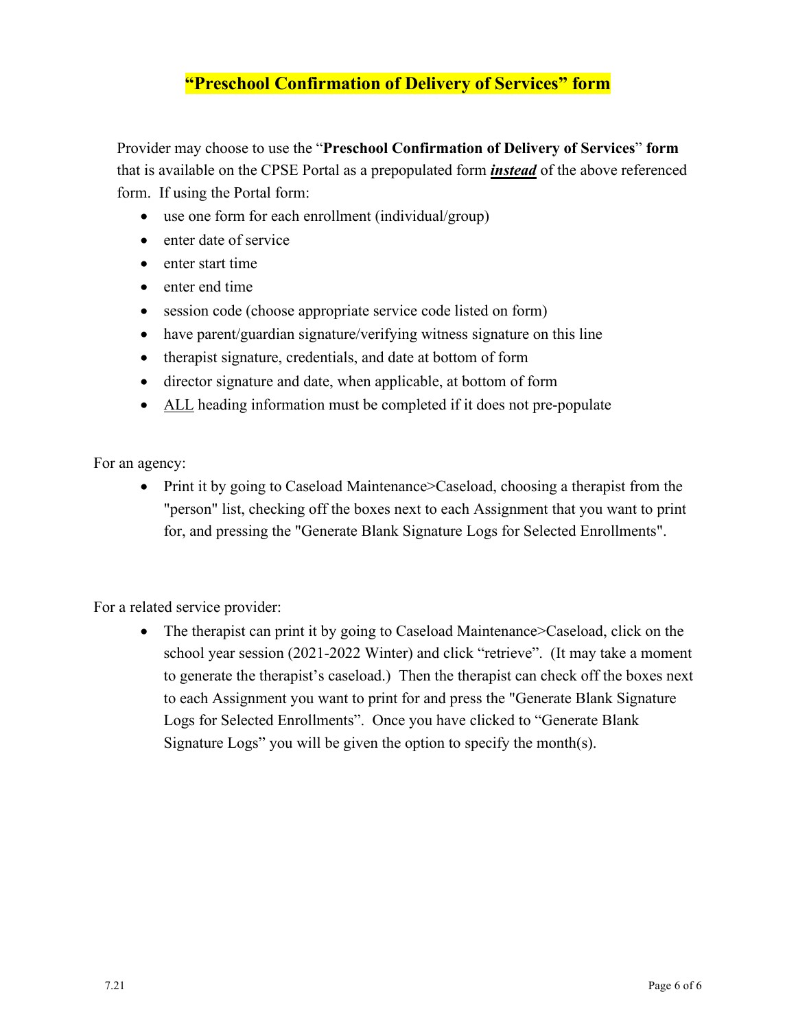## **“Preschool Confirmation of Delivery of Services” form**

Provider may choose to use the “**Preschool Confirmation of Delivery of Services**” **form** that is available on the CPSE Portal as a prepopulated form ***instead*** of the above referenced form. If using the Portal form:

- use one form for each enrollment (individual/group)
- enter date of service
- enter start time
- enter end time
- session code (choose appropriate service code listed on form)
- have parent/guardian signature/verifying witness signature on this line
- therapist signature, credentials, and date at bottom of form
- director signature and date, when applicable, at bottom of form
- ALL heading information must be completed if it does not pre-populate

For an agency:

- Print it by going to Caseload Maintenance>Caseload, choosing a therapist from the "person" list, checking off the boxes next to each Assignment that you want to print for, and pressing the "Generate Blank Signature Logs for Selected Enrollments".

For a related service provider:

- The therapist can print it by going to Caseload Maintenance>Caseload, click on the school year session (2021-2022 Winter) and click “retrieve”. (It may take a moment to generate the therapist’s caseload.) Then the therapist can check off the boxes next to each Assignment you want to print for and press the "Generate Blank Signature Logs for Selected Enrollments”. Once you have clicked to “Generate Blank Signature Logs” you will be given the option to specify the month(s).